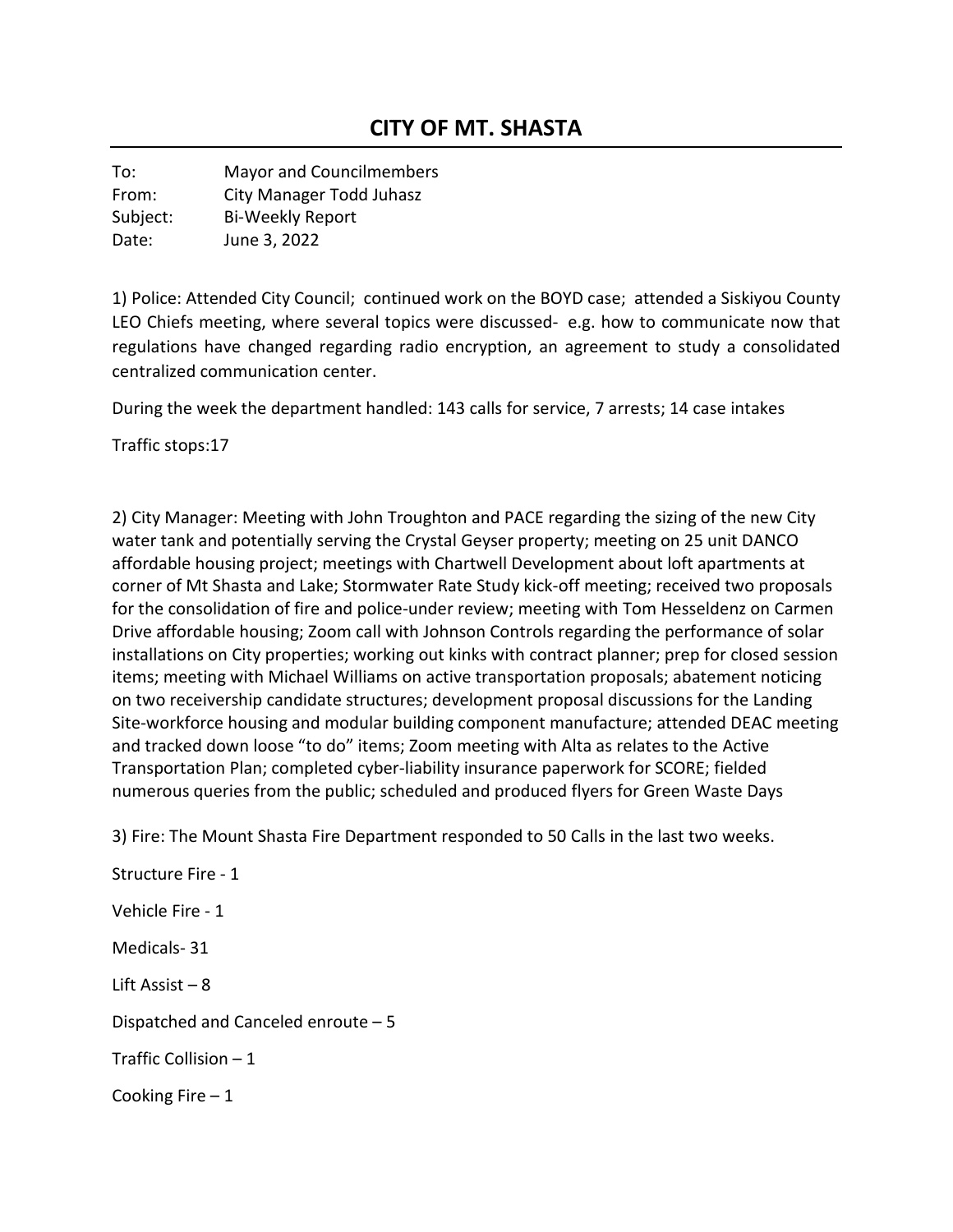# CITY OF MT. SHASTA

To: Mayor and Councilmembers
From: City Manager Todd Juhasz
Subject: Bi-Weekly Report
Date: June 3, 2022

1) Police: Attended City Council; continued work on the BOYD case; attended a Siskiyou County LEO Chiefs meeting, where several topics were discussed- e.g. how to communicate now that regulations have changed regarding radio encryption, an agreement to study a consolidated centralized communication center.

During the week the department handled: 143 calls for service, 7 arrests; 14 case intakes

Traffic stops:17

2) City Manager: Meeting with John Troughton and PACE regarding the sizing of the new City water tank and potentially serving the Crystal Geyser property; meeting on 25 unit DANCO affordable housing project; meetings with Chartwell Development about loft apartments at corner of Mt Shasta and Lake; Stormwater Rate Study kick-off meeting; received two proposals for the consolidation of fire and police-under review; meeting with Tom Hesseldenz on Carmen Drive affordable housing; Zoom call with Johnson Controls regarding the performance of solar installations on City properties; working out kinks with contract planner; prep for closed session items; meeting with Michael Williams on active transportation proposals; abatement noticing on two receivership candidate structures; development proposal discussions for the Landing Site-workforce housing and modular building component manufacture; attended DEAC meeting and tracked down loose "to do" items; Zoom meeting with Alta as relates to the Active Transportation Plan; completed cyber-liability insurance paperwork for SCORE; fielded numerous queries from the public; scheduled and produced flyers for Green Waste Days

3) Fire: The Mount Shasta Fire Department responded to 50 Calls in the last two weeks.

Structure Fire - 1

Vehicle Fire - 1

Medicals- 31

Lift Assist – 8

Dispatched and Canceled enroute – 5

Traffic Collision – 1

Cooking Fire – 1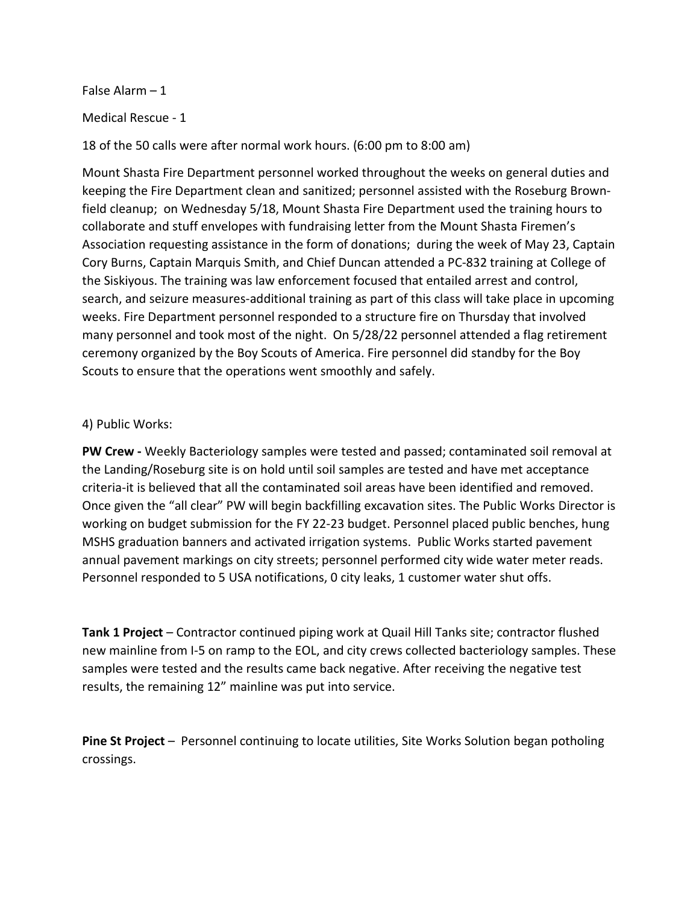False Alarm – 1

Medical Rescue - 1

18 of the 50 calls were after normal work hours. (6:00 pm to 8:00 am)

Mount Shasta Fire Department personnel worked throughout the weeks on general duties and keeping the Fire Department clean and sanitized; personnel assisted with the Roseburg Brown-field cleanup; on Wednesday 5/18, Mount Shasta Fire Department used the training hours to collaborate and stuff envelopes with fundraising letter from the Mount Shasta Firemen's Association requesting assistance in the form of donations; during the week of May 23, Captain Cory Burns, Captain Marquis Smith, and Chief Duncan attended a PC-832 training at College of the Siskiyous. The training was law enforcement focused that entailed arrest and control, search, and seizure measures-additional training as part of this class will take place in upcoming weeks. Fire Department personnel responded to a structure fire on Thursday that involved many personnel and took most of the night. On 5/28/22 personnel attended a flag retirement ceremony organized by the Boy Scouts of America. Fire personnel did standby for the Boy Scouts to ensure that the operations went smoothly and safely.

4) Public Works:

**PW Crew -** Weekly Bacteriology samples were tested and passed; contaminated soil removal at the Landing/Roseburg site is on hold until soil samples are tested and have met acceptance criteria-it is believed that all the contaminated soil areas have been identified and removed. Once given the "all clear" PW will begin backfilling excavation sites. The Public Works Director is working on budget submission for the FY 22-23 budget. Personnel placed public benches, hung MSHS graduation banners and activated irrigation systems. Public Works started pavement annual pavement markings on city streets; personnel performed city wide water meter reads. Personnel responded to 5 USA notifications, 0 city leaks, 1 customer water shut offs.

**Tank 1 Project** – Contractor continued piping work at Quail Hill Tanks site; contractor flushed new mainline from I-5 on ramp to the EOL, and city crews collected bacteriology samples. These samples were tested and the results came back negative. After receiving the negative test results, the remaining 12" mainline was put into service.

**Pine St Project** – Personnel continuing to locate utilities, Site Works Solution began potholing crossings.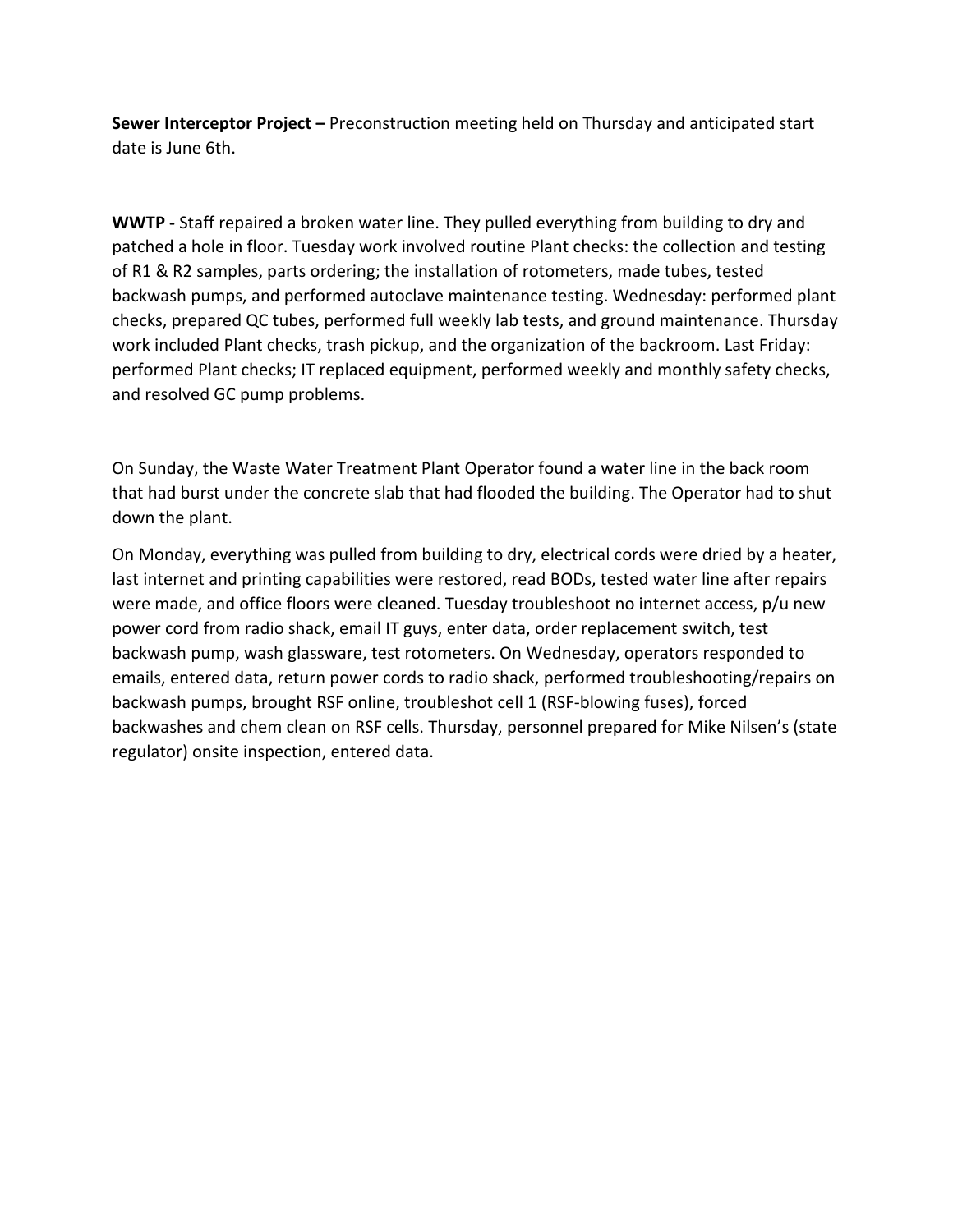**Sewer Interceptor Project –** Preconstruction meeting held on Thursday and anticipated start date is June 6th.

**WWTP -** Staff repaired a broken water line. They pulled everything from building to dry and patched a hole in floor. Tuesday work involved routine Plant checks: the collection and testing of R1 & R2 samples, parts ordering; the installation of rotometers, made tubes, tested backwash pumps, and performed autoclave maintenance testing. Wednesday: performed plant checks, prepared QC tubes, performed full weekly lab tests, and ground maintenance. Thursday work included Plant checks, trash pickup, and the organization of the backroom. Last Friday: performed Plant checks; IT replaced equipment, performed weekly and monthly safety checks, and resolved GC pump problems.

On Sunday, the Waste Water Treatment Plant Operator found a water line in the back room that had burst under the concrete slab that had flooded the building. The Operator had to shut down the plant.

On Monday, everything was pulled from building to dry, electrical cords were dried by a heater, last internet and printing capabilities were restored, read BODs, tested water line after repairs were made, and office floors were cleaned. Tuesday troubleshoot no internet access, p/u new power cord from radio shack, email IT guys, enter data, order replacement switch, test backwash pump, wash glassware, test rotometers. On Wednesday, operators responded to emails, entered data, return power cords to radio shack, performed troubleshooting/repairs on backwash pumps, brought RSF online, troubleshot cell 1 (RSF-blowing fuses), forced backwashes and chem clean on RSF cells. Thursday, personnel prepared for Mike Nilsen's (state regulator) onsite inspection, entered data.